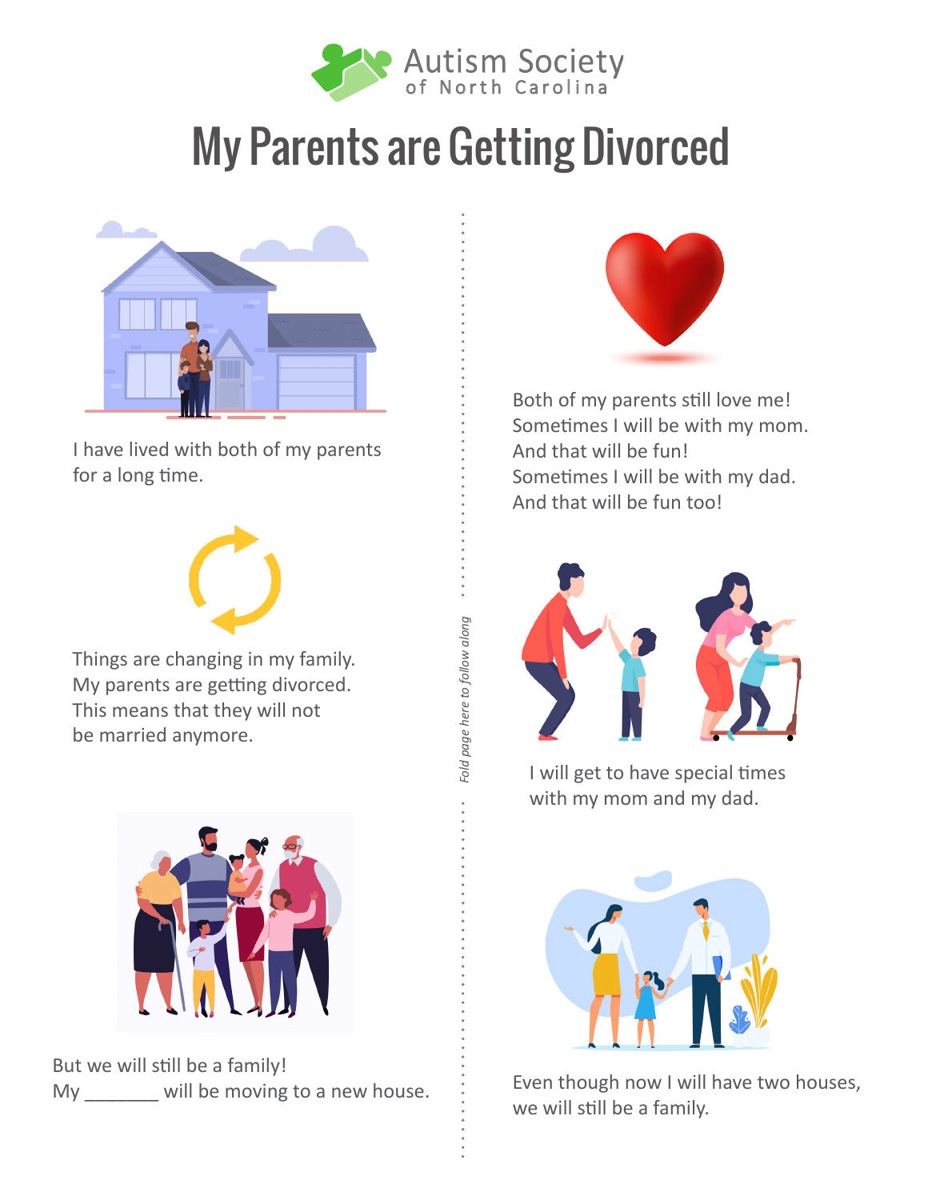Autism Society of North Carolina

# My Parents are Getting Divorced

I have lived with both of my parents for a long time.

Things are changing in my family.
My parents are getting divorced.
This means that they will not be married anymore.

But we will still be a family!
My _______ will be moving to a new house.

*Fold page here to follow along*

Both of my parents still love me!
Sometimes I will be with my mom.
And that will be fun!
Sometimes I will be with my dad.
And that will be fun too!

I will get to have special times with my mom and my dad.

Even though now I will have two houses, we will still be a family.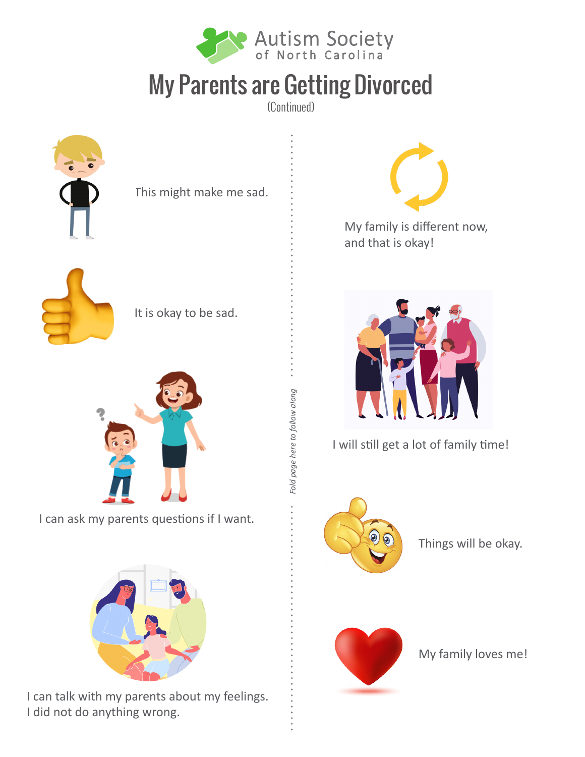Autism Society of North Carolina

# My Parents are Getting Divorced

(Continued)

This might make me sad.

It is okay to be sad.

I can ask my parents questions if I want.

I can talk with my parents about my feelings.
I did not do anything wrong.

*Fold page here to follow along*

My family is different now, and that is okay!

I will still get a lot of family time!

Things will be okay.

My family loves me!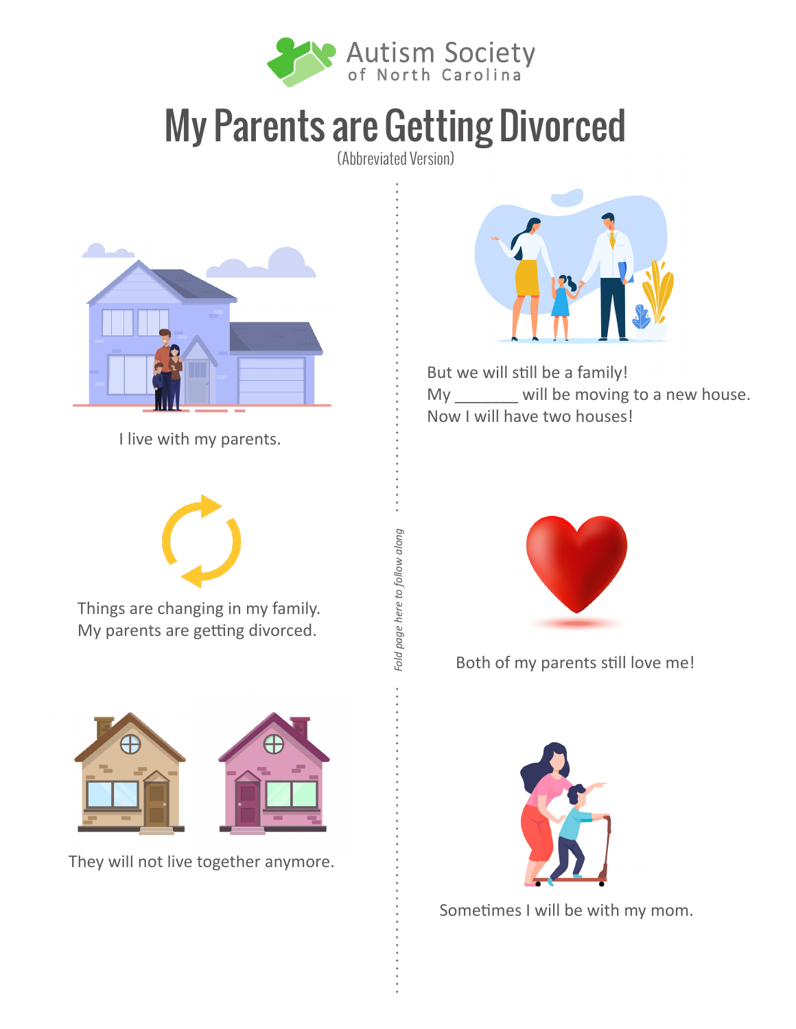Autism Society of North Carolina

# My Parents are Getting Divorced

(Abbreviated Version)

I live with my parents.

Things are changing in my family.
My parents are getting divorced.

They will not live together anymore.

*Fold page here to follow along*

But we will still be a family!
My _______ will be moving to a new house.
Now I will have two houses!

Both of my parents still love me!

Sometimes I will be with my mom.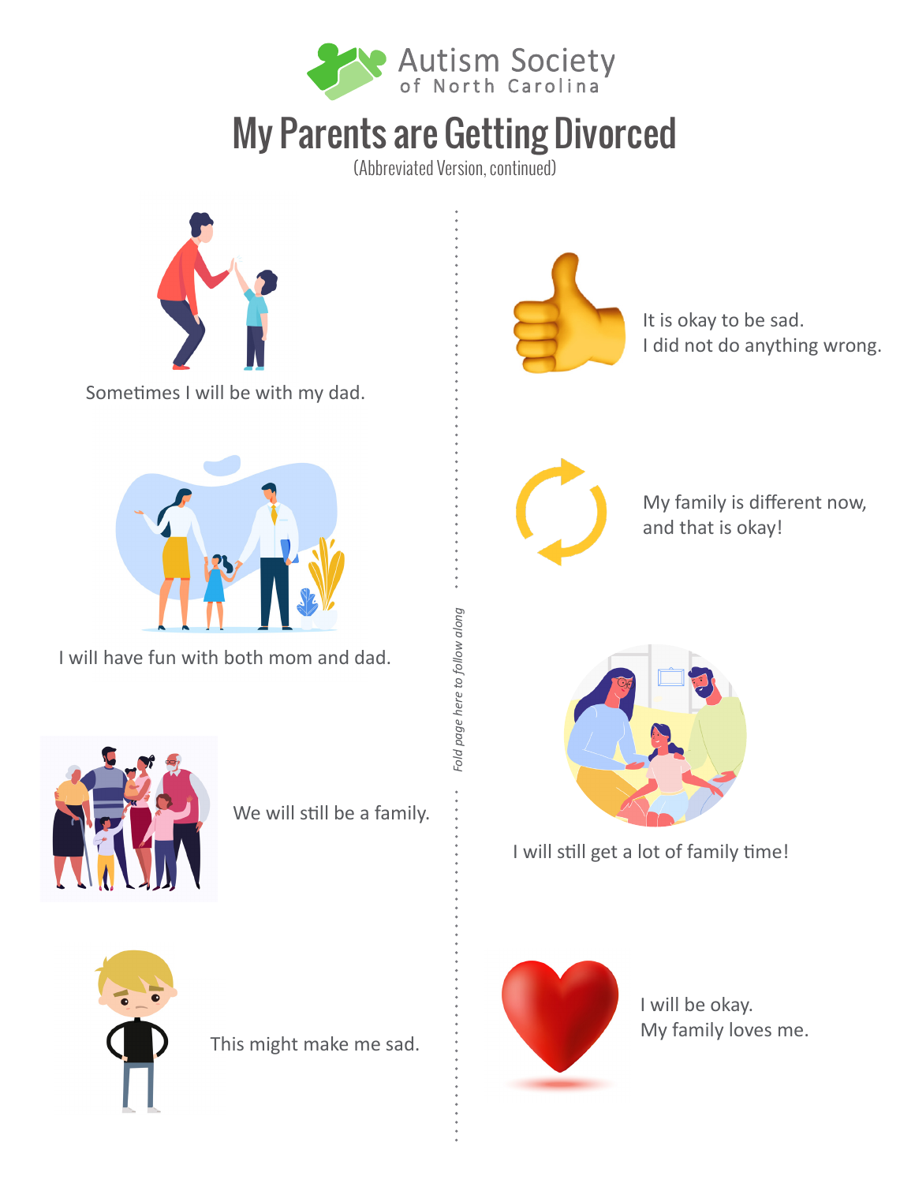Autism Society of North Carolina

# My Parents are Getting Divorced

(Abbreviated Version, continued)

Sometimes I will be with my dad.

I will have fun with both mom and dad.

We will still be a family.

This might make me sad.

*Fold page here to follow along*

It is okay to be sad.
I did not do anything wrong.

My family is different now, and that is okay!

I will still get a lot of family time!

I will be okay.
My family loves me.